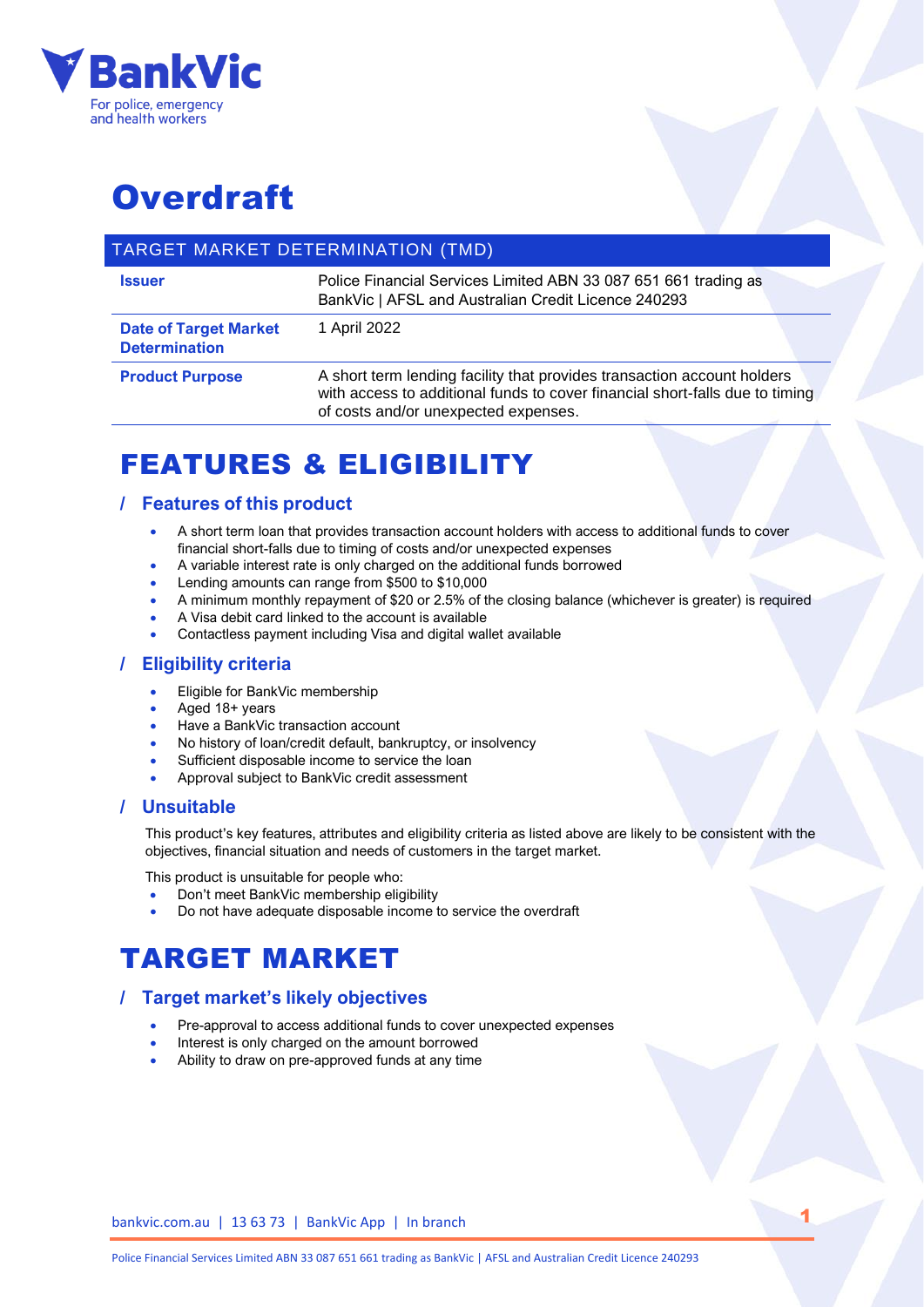BankVic

For police, emergency and health workers

# Overdraft

| TARGET MARKET DETERMINATION (TMD) | |
|---|---|
| **Issuer** | Police Financial Services Limited ABN 33 087 651 661 trading as BankVic \| AFSL and Australian Credit Licence 240293 |
| **Date of Target Market Determination** | 1 April 2022 |
| **Product Purpose** | A short term lending facility that provides transaction account holders with access to additional funds to cover financial short-falls due to timing of costs and/or unexpected expenses. |

# FEATURES & ELIGIBILITY

## / Features of this product

- A short term loan that provides transaction account holders with access to additional funds to cover financial short-falls due to timing of costs and/or unexpected expenses
- A variable interest rate is only charged on the additional funds borrowed
- Lending amounts can range from $500 to $10,000
- A minimum monthly repayment of $20 or 2.5% of the closing balance (whichever is greater) is required
- A Visa debit card linked to the account is available
- Contactless payment including Visa and digital wallet available

## / Eligibility criteria

- Eligible for BankVic membership
- Aged 18+ years
- Have a BankVic transaction account
- No history of loan/credit default, bankruptcy, or insolvency
- Sufficient disposable income to service the loan
- Approval subject to BankVic credit assessment

## / Unsuitable

This product's key features, attributes and eligibility criteria as listed above are likely to be consistent with the objectives, financial situation and needs of customers in the target market.

This product is unsuitable for people who:

- Don't meet BankVic membership eligibility
- Do not have adequate disposable income to service the overdraft

# TARGET MARKET

## / Target market's likely objectives

- Pre-approval to access additional funds to cover unexpected expenses
- Interest is only charged on the amount borrowed
- Ability to draw on pre-approved funds at any time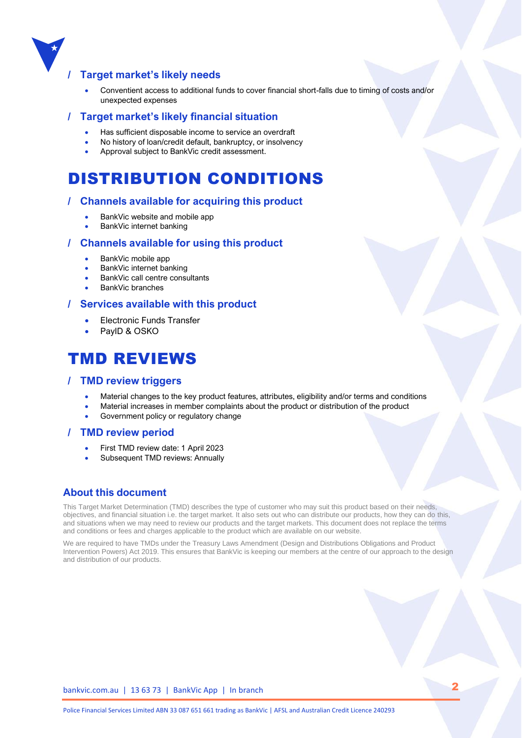### / Target market's likely needs

- Conventient access to additional funds to cover financial short-falls due to timing of costs and/or unexpected expenses

### / Target market's likely financial situation

- Has sufficient disposable income to service an overdraft
- No history of loan/credit default, bankruptcy, or insolvency
- Approval subject to BankVic credit assessment.

# DISTRIBUTION CONDITIONS

### / Channels available for acquiring this product

- BankVic website and mobile app
- BankVic internet banking

### / Channels available for using this product

- BankVic mobile app
- BankVic internet banking
- BankVic call centre consultants
- BankVic branches

### / Services available with this product

- Electronic Funds Transfer
- PayID & OSKO

# TMD REVIEWS

### / TMD review triggers

- Material changes to the key product features, attributes, eligibility and/or terms and conditions
- Material increases in member complaints about the product or distribution of the product
- Government policy or regulatory change

### / TMD review period

- First TMD review date: 1 April 2023
- Subsequent TMD reviews: Annually

### About this document

This Target Market Determination (TMD) describes the type of customer who may suit this product based on their needs, objectives, and financial situation i.e. the target market. It also sets out who can distribute our products, how they can do this, and situations when we may need to review our products and the target markets. This document does not replace the terms and conditions or fees and charges applicable to the product which are available on our website.

We are required to have TMDs under the Treasury Laws Amendment (Design and Distributions Obligations and Product Intervention Powers) Act 2019. This ensures that BankVic is keeping our members at the centre of our approach to the design and distribution of our products.

bankvic.com.au | 13 63 73 | BankVic App | In branch

Police Financial Services Limited ABN 33 087 651 661 trading as BankVic | AFSL and Australian Credit Licence 240293